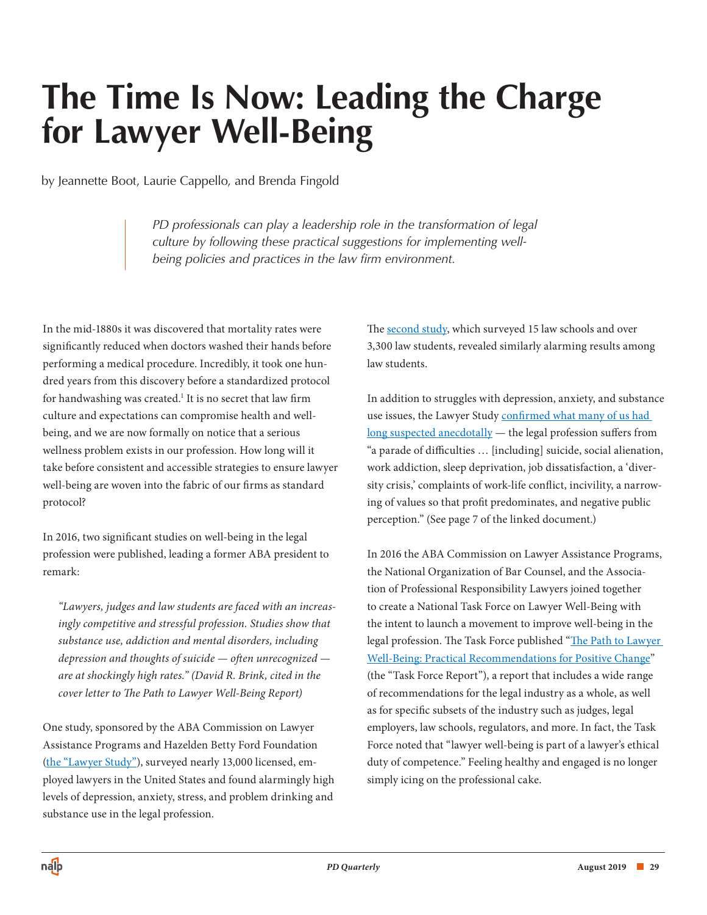# The Time Is Now: Leading the Charge for Lawyer Well-Being

by Jeannette Boot, Laurie Cappello, and Brenda Fingold

> *PD professionals can play a leadership role in the transformation of legal culture by following these practical suggestions for implementing well-being policies and practices in the law firm environment.*

In the mid-1880s it was discovered that mortality rates were significantly reduced when doctors washed their hands before performing a medical procedure. Incredibly, it took one hundred years from this discovery before a standardized protocol for handwashing was created.[1] It is no secret that law firm culture and expectations can compromise health and well-being, and we are now formally on notice that a serious wellness problem exists in our profession. How long will it take before consistent and accessible strategies to ensure lawyer well-being are woven into the fabric of our firms as standard protocol?

In 2016, two significant studies on well-being in the legal profession were published, leading a former ABA president to remark:

> *"Lawyers, judges and law students are faced with an increasingly competitive and stressful profession. Studies show that substance use, addiction and mental disorders, including depression and thoughts of suicide — often unrecognized — are at shockingly high rates." (David R. Brink, cited in the cover letter to The Path to Lawyer Well-Being Report)*

One study, sponsored by the ABA Commission on Lawyer Assistance Programs and Hazelden Betty Ford Foundation (the "Lawyer Study"), surveyed nearly 13,000 licensed, employed lawyers in the United States and found alarmingly high levels of depression, anxiety, stress, and problem drinking and substance use in the legal profession.

The second study, which surveyed 15 law schools and over 3,300 law students, revealed similarly alarming results among law students.

In addition to struggles with depression, anxiety, and substance use issues, the Lawyer Study confirmed what many of us had long suspected anecdotally — the legal profession suffers from "a parade of difficulties … [including] suicide, social alienation, work addiction, sleep deprivation, job dissatisfaction, a 'diversity crisis,' complaints of work-life conflict, incivility, a narrowing of values so that profit predominates, and negative public perception." (See page 7 of the linked document.)

In 2016 the ABA Commission on Lawyer Assistance Programs, the National Organization of Bar Counsel, and the Association of Professional Responsibility Lawyers joined together to create a National Task Force on Lawyer Well-Being with the intent to launch a movement to improve well-being in the legal profession. The Task Force published "The Path to Lawyer Well-Being: Practical Recommendations for Positive Change" (the "Task Force Report"), a report that includes a wide range of recommendations for the legal industry as a whole, as well as for specific subsets of the industry such as judges, legal employers, law schools, regulators, and more. In fact, the Task Force noted that "lawyer well-being is part of a lawyer's ethical duty of competence." Feeling healthy and engaged is no longer simply icing on the professional cake.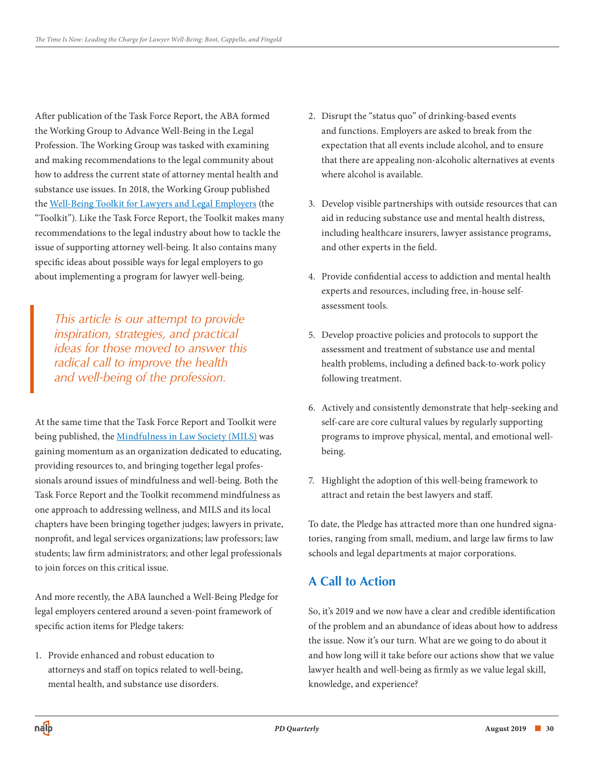After publication of the Task Force Report, the ABA formed the Working Group to Advance Well-Being in the Legal Profession. The Working Group was tasked with examining and making recommendations to the legal community about how to address the current state of attorney mental health and substance use issues. In 2018, the Working Group published the [Well-Being Toolkit for Lawyers and Legal Employers]() (the "Toolkit"). Like the Task Force Report, the Toolkit makes many recommendations to the legal industry about how to tackle the issue of supporting attorney well-being. It also contains many specific ideas about possible ways for legal employers to go about implementing a program for lawyer well-being.

> *This article is our attempt to provide inspiration, strategies, and practical ideas for those moved to answer this radical call to improve the health and well-being of the profession.*

At the same time that the Task Force Report and Toolkit were being published, the [Mindfulness in Law Society (MILS)]() was gaining momentum as an organization dedicated to educating, providing resources to, and bringing together legal professionals around issues of mindfulness and well-being. Both the Task Force Report and the Toolkit recommend mindfulness as one approach to addressing wellness, and MILS and its local chapters have been bringing together judges; lawyers in private, nonprofit, and legal services organizations; law professors; law students; law firm administrators; and other legal professionals to join forces on this critical issue.

And more recently, the ABA launched a Well-Being Pledge for legal employers centered around a seven-point framework of specific action items for Pledge takers:

1. Provide enhanced and robust education to attorneys and staff on topics related to well-being, mental health, and substance use disorders.
2. Disrupt the "status quo" of drinking-based events and functions. Employers are asked to break from the expectation that all events include alcohol, and to ensure that there are appealing non-alcoholic alternatives at events where alcohol is available.
3. Develop visible partnerships with outside resources that can aid in reducing substance use and mental health distress, including healthcare insurers, lawyer assistance programs, and other experts in the field.
4. Provide confidential access to addiction and mental health experts and resources, including free, in-house self-assessment tools.
5. Develop proactive policies and protocols to support the assessment and treatment of substance use and mental health problems, including a defined back-to-work policy following treatment.
6. Actively and consistently demonstrate that help-seeking and self-care are core cultural values by regularly supporting programs to improve physical, mental, and emotional well-being.
7. Highlight the adoption of this well-being framework to attract and retain the best lawyers and staff.

To date, the Pledge has attracted more than one hundred signatories, ranging from small, medium, and large law firms to law schools and legal departments at major corporations.

## A Call to Action

So, it's 2019 and we now have a clear and credible identification of the problem and an abundance of ideas about how to address the issue. Now it's our turn. What are we going to do about it and how long will it take before our actions show that we value lawyer health and well-being as firmly as we value legal skill, knowledge, and experience?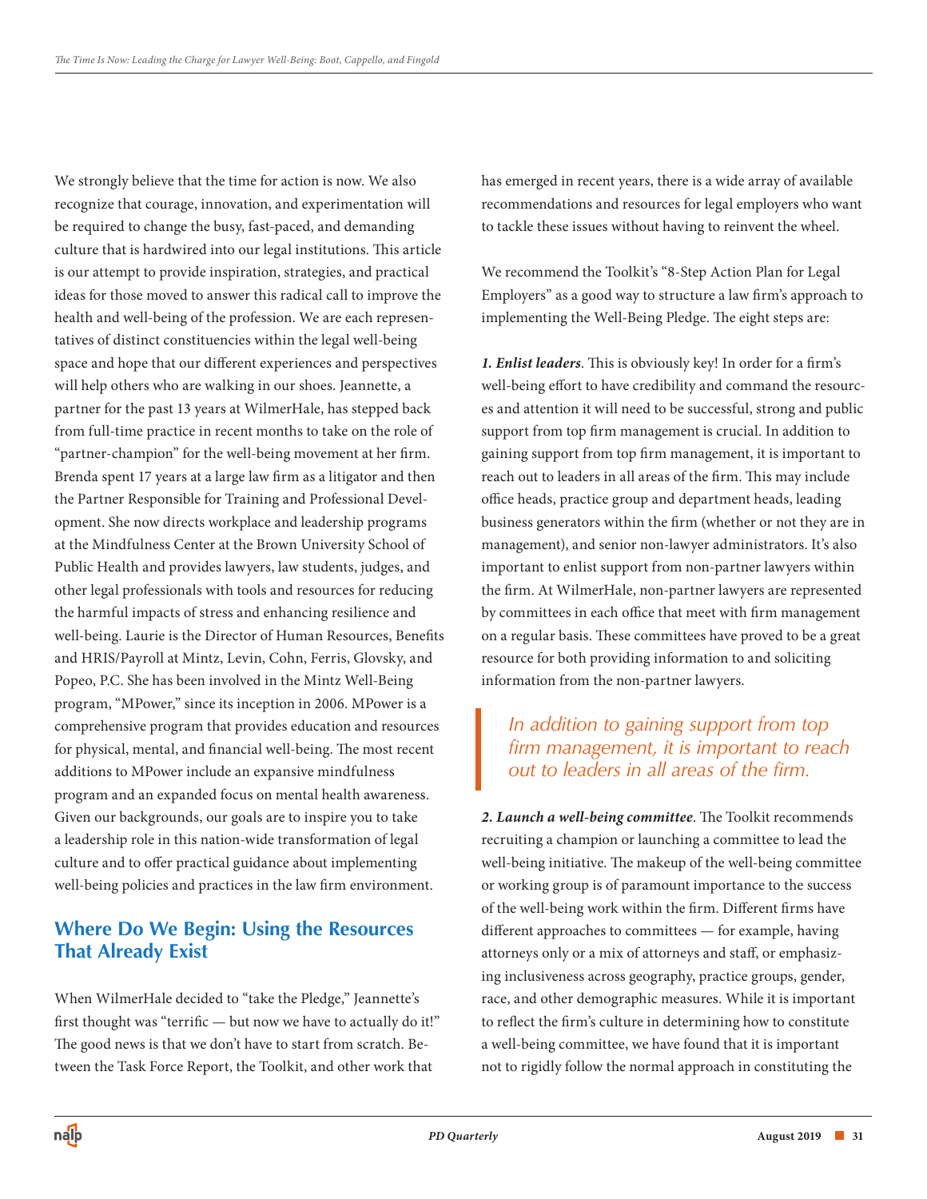We strongly believe that the time for action is now. We also recognize that courage, innovation, and experimentation will be required to change the busy, fast-paced, and demanding culture that is hardwired into our legal institutions. This article is our attempt to provide inspiration, strategies, and practical ideas for those moved to answer this radical call to improve the health and well-being of the profession. We are each representatives of distinct constituencies within the legal well-being space and hope that our different experiences and perspectives will help others who are walking in our shoes. Jeannette, a partner for the past 13 years at WilmerHale, has stepped back from full-time practice in recent months to take on the role of "partner-champion" for the well-being movement at her firm. Brenda spent 17 years at a large law firm as a litigator and then the Partner Responsible for Training and Professional Development. She now directs workplace and leadership programs at the Mindfulness Center at the Brown University School of Public Health and provides lawyers, law students, judges, and other legal professionals with tools and resources for reducing the harmful impacts of stress and enhancing resilience and well-being. Laurie is the Director of Human Resources, Benefits and HRIS/Payroll at Mintz, Levin, Cohn, Ferris, Glovsky, and Popeo, P.C. She has been involved in the Mintz Well-Being program, "MPower," since its inception in 2006. MPower is a comprehensive program that provides education and resources for physical, mental, and financial well-being. The most recent additions to MPower include an expansive mindfulness program and an expanded focus on mental health awareness. Given our backgrounds, our goals are to inspire you to take a leadership role in this nation-wide transformation of legal culture and to offer practical guidance about implementing well-being policies and practices in the law firm environment.

## Where Do We Begin: Using the Resources That Already Exist

When WilmerHale decided to "take the Pledge," Jeannette's first thought was "terrific — but now we have to actually do it!" The good news is that we don't have to start from scratch. Between the Task Force Report, the Toolkit, and other work that has emerged in recent years, there is a wide array of available recommendations and resources for legal employers who want to tackle these issues without having to reinvent the wheel.

We recommend the Toolkit's "8-Step Action Plan for Legal Employers" as a good way to structure a law firm's approach to implementing the Well-Being Pledge. The eight steps are:

***1. Enlist leaders***. This is obviously key! In order for a firm's well-being effort to have credibility and command the resources and attention it will need to be successful, strong and public support from top firm management is crucial. In addition to gaining support from top firm management, it is important to reach out to leaders in all areas of the firm. This may include office heads, practice group and department heads, leading business generators within the firm (whether or not they are in management), and senior non-lawyer administrators. It's also important to enlist support from non-partner lawyers within the firm. At WilmerHale, non-partner lawyers are represented by committees in each office that meet with firm management on a regular basis. These committees have proved to be a great resource for both providing information to and soliciting information from the non-partner lawyers.

> *In addition to gaining support from top firm management, it is important to reach out to leaders in all areas of the firm.*

***2. Launch a well-being committee***. The Toolkit recommends recruiting a champion or launching a committee to lead the well-being initiative. The makeup of the well-being committee or working group is of paramount importance to the success of the well-being work within the firm. Different firms have different approaches to committees — for example, having attorneys only or a mix of attorneys and staff, or emphasizing inclusiveness across geography, practice groups, gender, race, and other demographic measures. While it is important to reflect the firm's culture in determining how to constitute a well-being committee, we have found that it is important not to rigidly follow the normal approach in constituting the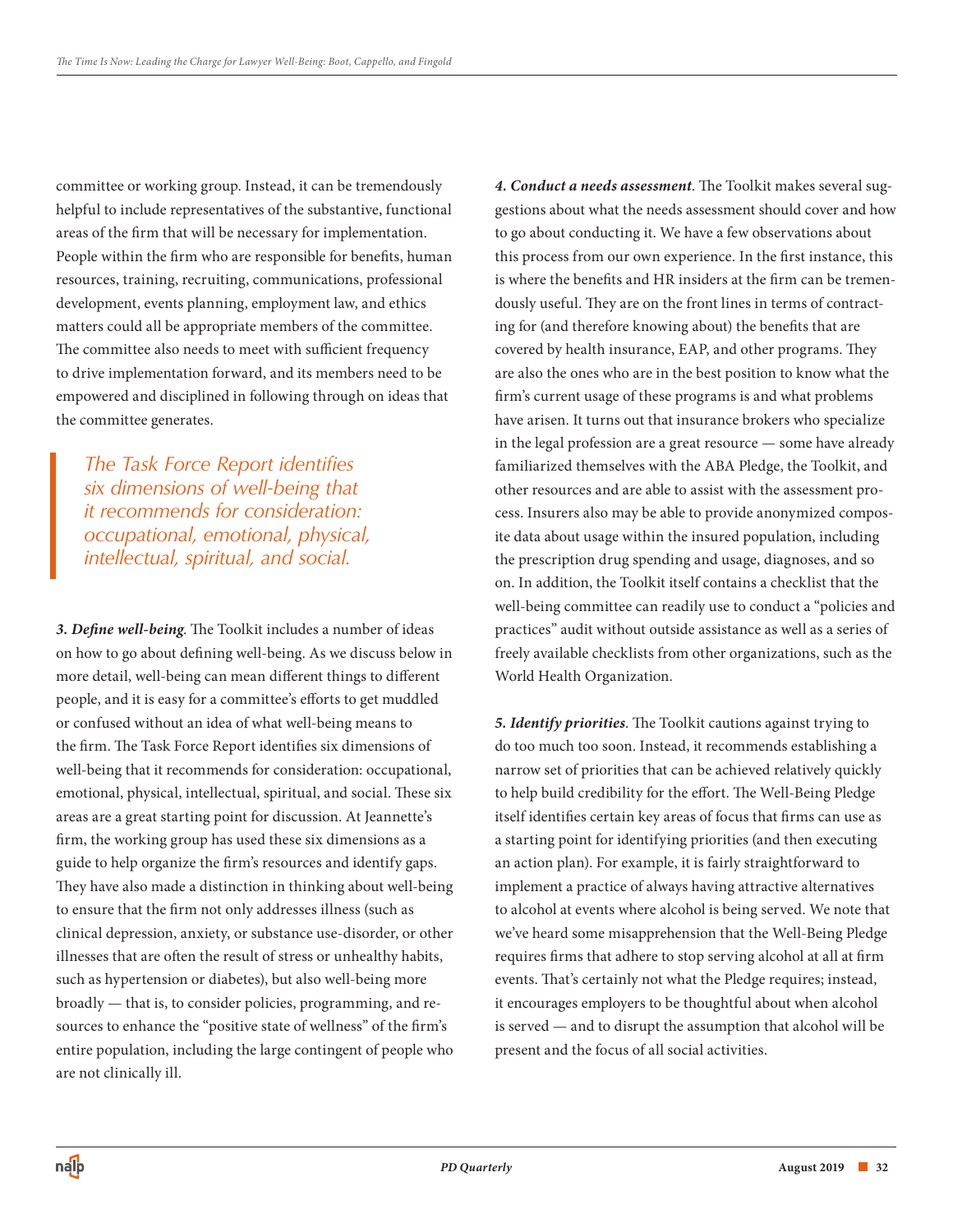committee or working group. Instead, it can be tremendously helpful to include representatives of the substantive, functional areas of the firm that will be necessary for implementation. People within the firm who are responsible for benefits, human resources, training, recruiting, communications, professional development, events planning, employment law, and ethics matters could all be appropriate members of the committee. The committee also needs to meet with sufficient frequency to drive implementation forward, and its members need to be empowered and disciplined in following through on ideas that the committee generates.

> *The Task Force Report identifies six dimensions of well-being that it recommends for consideration: occupational, emotional, physical, intellectual, spiritual, and social.*

***3. Define well-being***. The Toolkit includes a number of ideas on how to go about defining well-being. As we discuss below in more detail, well-being can mean different things to different people, and it is easy for a committee's efforts to get muddled or confused without an idea of what well-being means to the firm. The Task Force Report identifies six dimensions of well-being that it recommends for consideration: occupational, emotional, physical, intellectual, spiritual, and social. These six areas are a great starting point for discussion. At Jeannette's firm, the working group has used these six dimensions as a guide to help organize the firm's resources and identify gaps. They have also made a distinction in thinking about well-being to ensure that the firm not only addresses illness (such as clinical depression, anxiety, or substance use-disorder, or other illnesses that are often the result of stress or unhealthy habits, such as hypertension or diabetes), but also well-being more broadly — that is, to consider policies, programming, and resources to enhance the "positive state of wellness" of the firm's entire population, including the large contingent of people who are not clinically ill.

***4. Conduct a needs assessment***. The Toolkit makes several suggestions about what the needs assessment should cover and how to go about conducting it. We have a few observations about this process from our own experience. In the first instance, this is where the benefits and HR insiders at the firm can be tremendously useful. They are on the front lines in terms of contracting for (and therefore knowing about) the benefits that are covered by health insurance, EAP, and other programs. They are also the ones who are in the best position to know what the firm's current usage of these programs is and what problems have arisen. It turns out that insurance brokers who specialize in the legal profession are a great resource — some have already familiarized themselves with the ABA Pledge, the Toolkit, and other resources and are able to assist with the assessment process. Insurers also may be able to provide anonymized composite data about usage within the insured population, including the prescription drug spending and usage, diagnoses, and so on. In addition, the Toolkit itself contains a checklist that the well-being committee can readily use to conduct a "policies and practices" audit without outside assistance as well as a series of freely available checklists from other organizations, such as the World Health Organization.

***5. Identify priorities***. The Toolkit cautions against trying to do too much too soon. Instead, it recommends establishing a narrow set of priorities that can be achieved relatively quickly to help build credibility for the effort. The Well-Being Pledge itself identifies certain key areas of focus that firms can use as a starting point for identifying priorities (and then executing an action plan). For example, it is fairly straightforward to implement a practice of always having attractive alternatives to alcohol at events where alcohol is being served. We note that we've heard some misapprehension that the Well-Being Pledge requires firms that adhere to stop serving alcohol at all at firm events. That's certainly not what the Pledge requires; instead, it encourages employers to be thoughtful about when alcohol is served — and to disrupt the assumption that alcohol will be present and the focus of all social activities.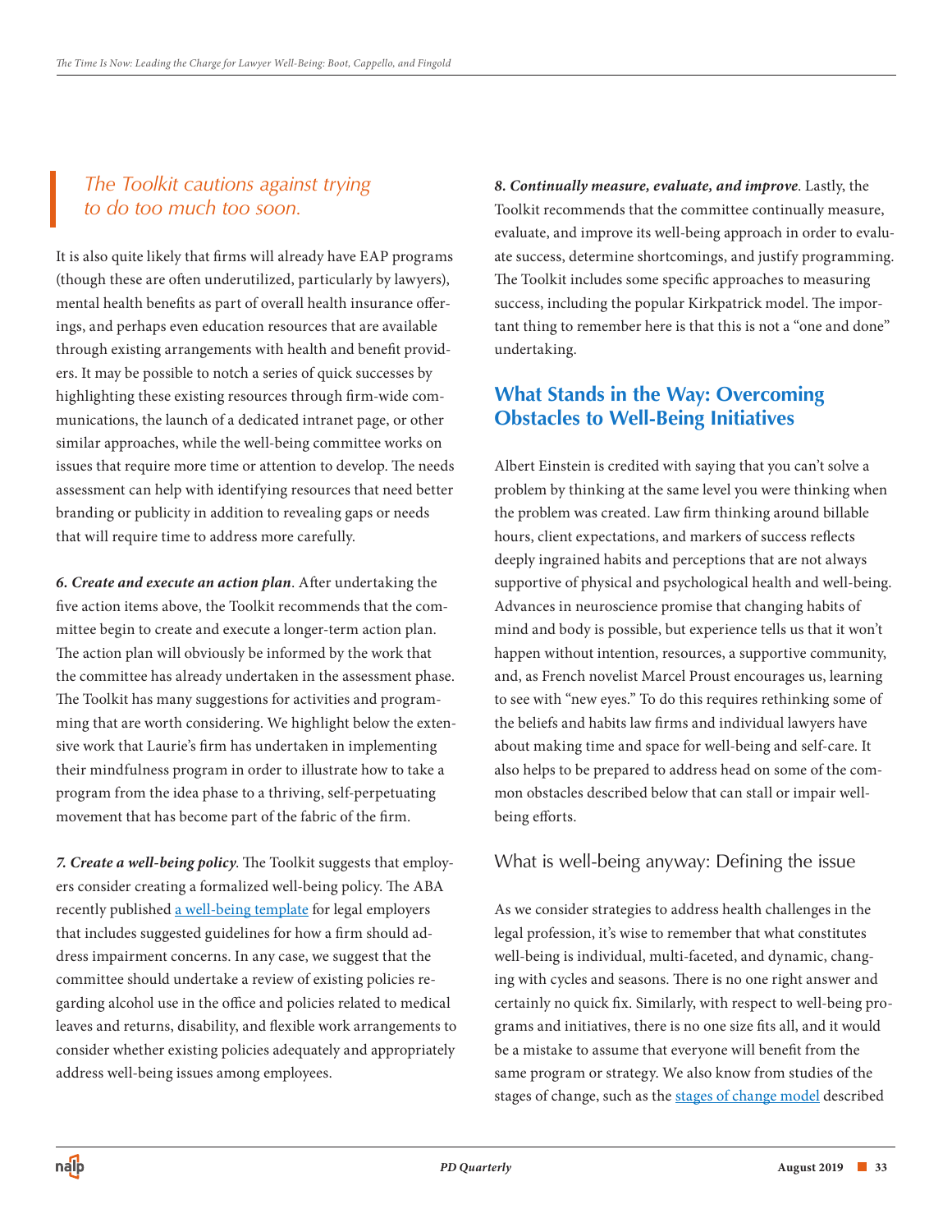> *The Toolkit cautions against trying to do too much too soon.*

It is also quite likely that firms will already have EAP programs (though these are often underutilized, particularly by lawyers), mental health benefits as part of overall health insurance offerings, and perhaps even education resources that are available through existing arrangements with health and benefit providers. It may be possible to notch a series of quick successes by highlighting these existing resources through firm-wide communications, the launch of a dedicated intranet page, or other similar approaches, while the well-being committee works on issues that require more time or attention to develop. The needs assessment can help with identifying resources that need better branding or publicity in addition to revealing gaps or needs that will require time to address more carefully.

***6. Create and execute an action plan***. After undertaking the five action items above, the Toolkit recommends that the committee begin to create and execute a longer-term action plan. The action plan will obviously be informed by the work that the committee has already undertaken in the assessment phase. The Toolkit has many suggestions for activities and programming that are worth considering. We highlight below the extensive work that Laurie's firm has undertaken in implementing their mindfulness program in order to illustrate how to take a program from the idea phase to a thriving, self-perpetuating movement that has become part of the fabric of the firm.

***7. Create a well-being policy***. The Toolkit suggests that employers consider creating a formalized well-being policy. The ABA recently published [a well-being template]() for legal employers that includes suggested guidelines for how a firm should address impairment concerns. In any case, we suggest that the committee should undertake a review of existing policies regarding alcohol use in the office and policies related to medical leaves and returns, disability, and flexible work arrangements to consider whether existing policies adequately and appropriately address well-being issues among employees.

***8. Continually measure, evaluate, and improve***. Lastly, the Toolkit recommends that the committee continually measure, evaluate, and improve its well-being approach in order to evaluate success, determine shortcomings, and justify programming. The Toolkit includes some specific approaches to measuring success, including the popular Kirkpatrick model. The important thing to remember here is that this is not a "one and done" undertaking.

## What Stands in the Way: Overcoming Obstacles to Well-Being Initiatives

Albert Einstein is credited with saying that you can't solve a problem by thinking at the same level you were thinking when the problem was created. Law firm thinking around billable hours, client expectations, and markers of success reflects deeply ingrained habits and perceptions that are not always supportive of physical and psychological health and well-being. Advances in neuroscience promise that changing habits of mind and body is possible, but experience tells us that it won't happen without intention, resources, a supportive community, and, as French novelist Marcel Proust encourages us, learning to see with "new eyes." To do this requires rethinking some of the beliefs and habits law firms and individual lawyers have about making time and space for well-being and self-care. It also helps to be prepared to address head on some of the common obstacles described below that can stall or impair well-being efforts.

### What is well-being anyway: Defining the issue

As we consider strategies to address health challenges in the legal profession, it's wise to remember that what constitutes well-being is individual, multi-faceted, and dynamic, changing with cycles and seasons. There is no one right answer and certainly no quick fix. Similarly, with respect to well-being programs and initiatives, there is no one size fits all, and it would be a mistake to assume that everyone will benefit from the same program or strategy. We also know from studies of the stages of change, such as the [stages of change model]() described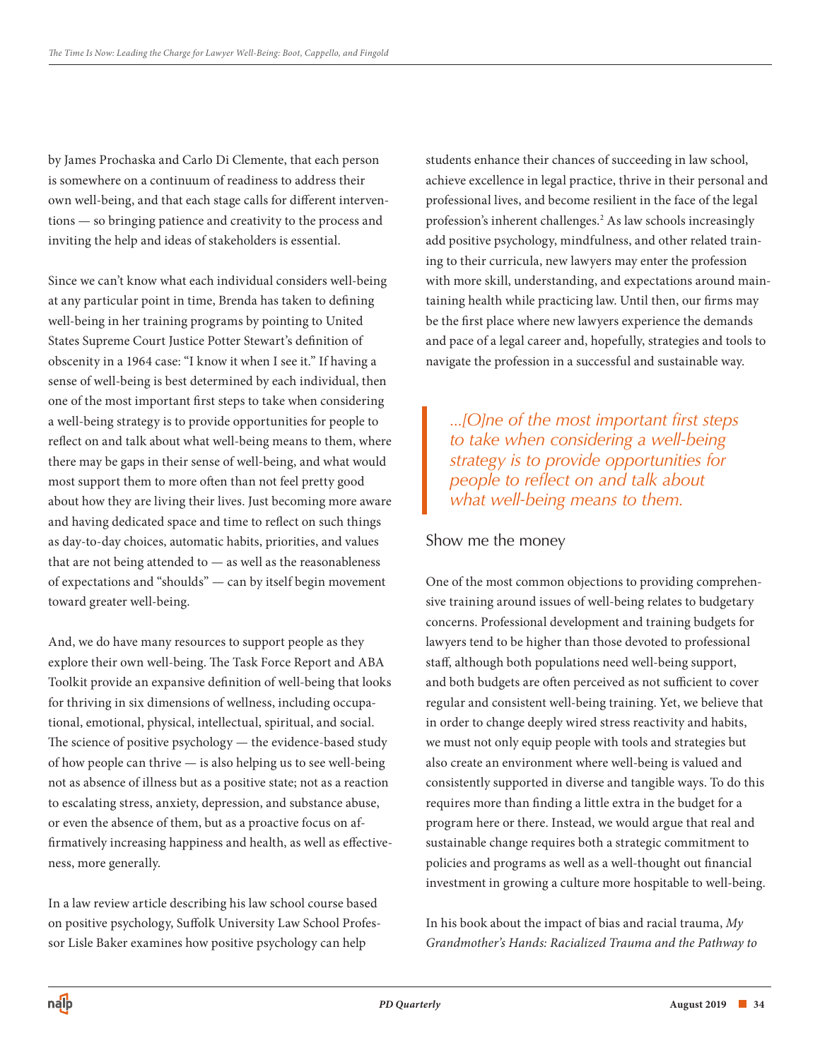by James Prochaska and Carlo Di Clemente, that each person is somewhere on a continuum of readiness to address their own well-being, and that each stage calls for different interventions — so bringing patience and creativity to the process and inviting the help and ideas of stakeholders is essential.

Since we can't know what each individual considers well-being at any particular point in time, Brenda has taken to defining well-being in her training programs by pointing to United States Supreme Court Justice Potter Stewart's definition of obscenity in a 1964 case: "I know it when I see it." If having a sense of well-being is best determined by each individual, then one of the most important first steps to take when considering a well-being strategy is to provide opportunities for people to reflect on and talk about what well-being means to them, where there may be gaps in their sense of well-being, and what would most support them to more often than not feel pretty good about how they are living their lives. Just becoming more aware and having dedicated space and time to reflect on such things as day-to-day choices, automatic habits, priorities, and values that are not being attended to — as well as the reasonableness of expectations and "shoulds" — can by itself begin movement toward greater well-being.

And, we do have many resources to support people as they explore their own well-being. The Task Force Report and ABA Toolkit provide an expansive definition of well-being that looks for thriving in six dimensions of wellness, including occupational, emotional, physical, intellectual, spiritual, and social. The science of positive psychology — the evidence-based study of how people can thrive — is also helping us to see well-being not as absence of illness but as a positive state; not as a reaction to escalating stress, anxiety, depression, and substance abuse, or even the absence of them, but as a proactive focus on affirmatively increasing happiness and health, as well as effectiveness, more generally.

In a law review article describing his law school course based on positive psychology, Suffolk University Law School Professor Lisle Baker examines how positive psychology can help students enhance their chances of succeeding in law school, achieve excellence in legal practice, thrive in their personal and professional lives, and become resilient in the face of the legal profession's inherent challenges.[2] As law schools increasingly add positive psychology, mindfulness, and other related training to their curricula, new lawyers may enter the profession with more skill, understanding, and expectations around maintaining health while practicing law. Until then, our firms may be the first place where new lawyers experience the demands and pace of a legal career and, hopefully, strategies and tools to navigate the profession in a successful and sustainable way.

> *...[O]ne of the most important first steps to take when considering a well-being strategy is to provide opportunities for people to reflect on and talk about what well-being means to them.*

## Show me the money

One of the most common objections to providing comprehensive training around issues of well-being relates to budgetary concerns. Professional development and training budgets for lawyers tend to be higher than those devoted to professional staff, although both populations need well-being support, and both budgets are often perceived as not sufficient to cover regular and consistent well-being training. Yet, we believe that in order to change deeply wired stress reactivity and habits, we must not only equip people with tools and strategies but also create an environment where well-being is valued and consistently supported in diverse and tangible ways. To do this requires more than finding a little extra in the budget for a program here or there. Instead, we would argue that real and sustainable change requires both a strategic commitment to policies and programs as well as a well-thought out financial investment in growing a culture more hospitable to well-being.

In his book about the impact of bias and racial trauma, *My Grandmother's Hands: Racialized Trauma and the Pathway to*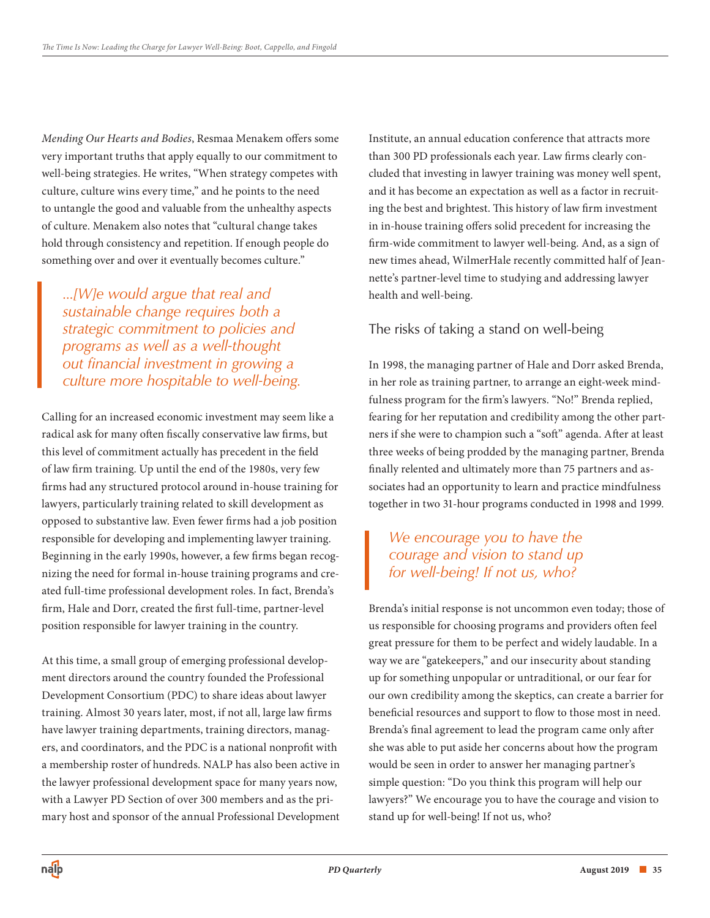*Mending Our Hearts and Bodies*, Resmaa Menakem offers some very important truths that apply equally to our commitment to well-being strategies. He writes, "When strategy competes with culture, culture wins every time," and he points to the need to untangle the good and valuable from the unhealthy aspects of culture. Menakem also notes that "cultural change takes hold through consistency and repetition. If enough people do something over and over it eventually becomes culture."

> *...[W]e would argue that real and sustainable change requires both a strategic commitment to policies and programs as well as a well-thought out financial investment in growing a culture more hospitable to well-being.*

Calling for an increased economic investment may seem like a radical ask for many often fiscally conservative law firms, but this level of commitment actually has precedent in the field of law firm training. Up until the end of the 1980s, very few firms had any structured protocol around in-house training for lawyers, particularly training related to skill development as opposed to substantive law. Even fewer firms had a job position responsible for developing and implementing lawyer training. Beginning in the early 1990s, however, a few firms began recognizing the need for formal in-house training programs and created full-time professional development roles. In fact, Brenda's firm, Hale and Dorr, created the first full-time, partner-level position responsible for lawyer training in the country.

At this time, a small group of emerging professional development directors around the country founded the Professional Development Consortium (PDC) to share ideas about lawyer training. Almost 30 years later, most, if not all, large law firms have lawyer training departments, training directors, managers, and coordinators, and the PDC is a national nonprofit with a membership roster of hundreds. NALP has also been active in the lawyer professional development space for many years now, with a Lawyer PD Section of over 300 members and as the primary host and sponsor of the annual Professional Development Institute, an annual education conference that attracts more than 300 PD professionals each year. Law firms clearly concluded that investing in lawyer training was money well spent, and it has become an expectation as well as a factor in recruiting the best and brightest. This history of law firm investment in in-house training offers solid precedent for increasing the firm-wide commitment to lawyer well-being. And, as a sign of new times ahead, WilmerHale recently committed half of Jeannette's partner-level time to studying and addressing lawyer health and well-being.

## The risks of taking a stand on well-being

In 1998, the managing partner of Hale and Dorr asked Brenda, in her role as training partner, to arrange an eight-week mindfulness program for the firm's lawyers. "No!" Brenda replied, fearing for her reputation and credibility among the other partners if she were to champion such a "soft" agenda. After at least three weeks of being prodded by the managing partner, Brenda finally relented and ultimately more than 75 partners and associates had an opportunity to learn and practice mindfulness together in two 31-hour programs conducted in 1998 and 1999.

> *We encourage you to have the courage and vision to stand up for well-being! If not us, who?*

Brenda's initial response is not uncommon even today; those of us responsible for choosing programs and providers often feel great pressure for them to be perfect and widely laudable. In a way we are "gatekeepers," and our insecurity about standing up for something unpopular or untraditional, or our fear for our own credibility among the skeptics, can create a barrier for beneficial resources and support to flow to those most in need. Brenda's final agreement to lead the program came only after she was able to put aside her concerns about how the program would be seen in order to answer her managing partner's simple question: "Do you think this program will help our lawyers?" We encourage you to have the courage and vision to stand up for well-being! If not us, who?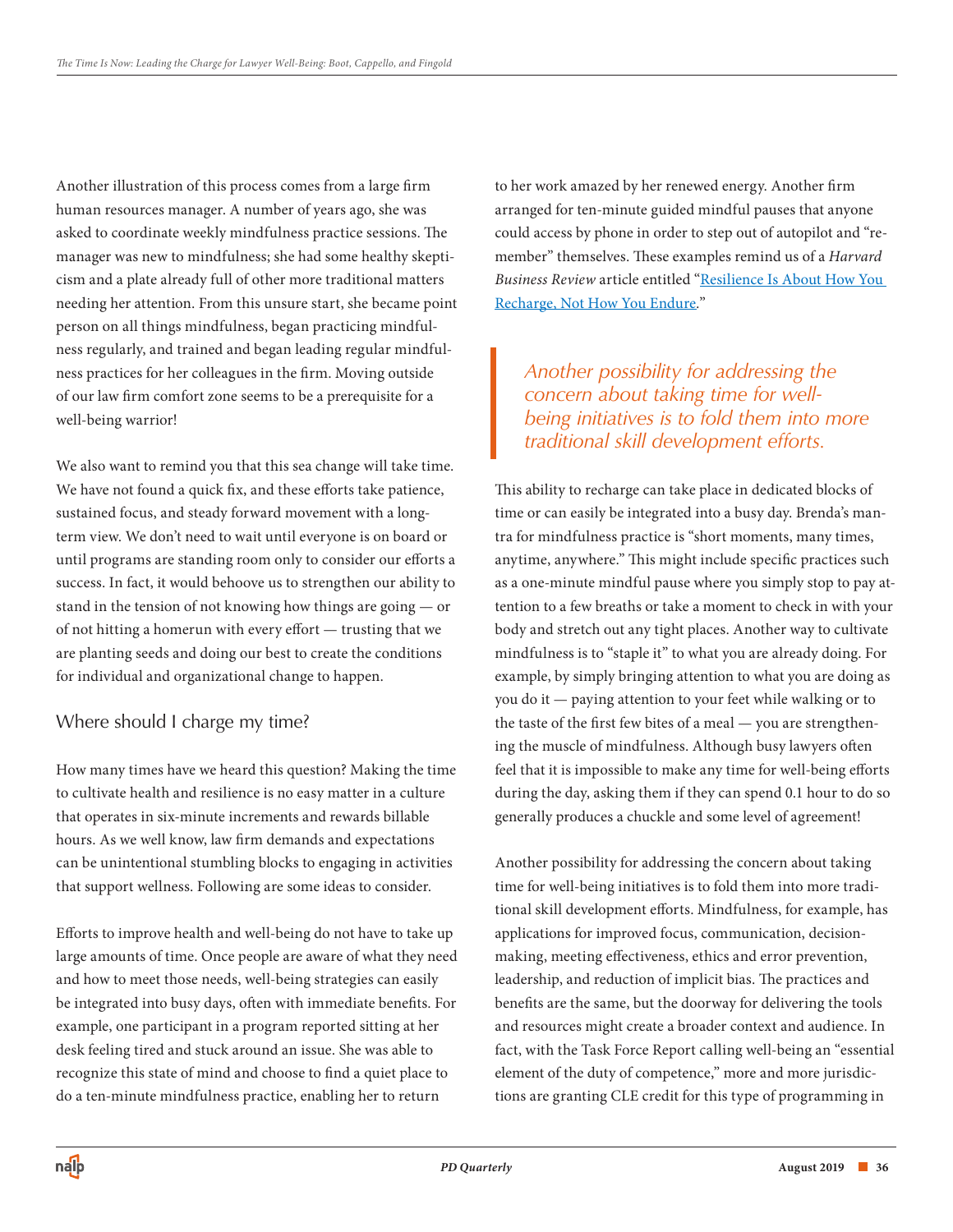Another illustration of this process comes from a large firm human resources manager. A number of years ago, she was asked to coordinate weekly mindfulness practice sessions. The manager was new to mindfulness; she had some healthy skepticism and a plate already full of other more traditional matters needing her attention. From this unsure start, she became point person on all things mindfulness, began practicing mindfulness regularly, and trained and began leading regular mindfulness practices for her colleagues in the firm. Moving outside of our law firm comfort zone seems to be a prerequisite for a well-being warrior!

We also want to remind you that this sea change will take time. We have not found a quick fix, and these efforts take patience, sustained focus, and steady forward movement with a long-term view. We don't need to wait until everyone is on board or until programs are standing room only to consider our efforts a success. In fact, it would behoove us to strengthen our ability to stand in the tension of not knowing how things are going — or of not hitting a homerun with every effort — trusting that we are planting seeds and doing our best to create the conditions for individual and organizational change to happen.

## Where should I charge my time?

How many times have we heard this question? Making the time to cultivate health and resilience is no easy matter in a culture that operates in six-minute increments and rewards billable hours. As we well know, law firm demands and expectations can be unintentional stumbling blocks to engaging in activities that support wellness. Following are some ideas to consider.

Efforts to improve health and well-being do not have to take up large amounts of time. Once people are aware of what they need and how to meet those needs, well-being strategies can easily be integrated into busy days, often with immediate benefits. For example, one participant in a program reported sitting at her desk feeling tired and stuck around an issue. She was able to recognize this state of mind and choose to find a quiet place to do a ten-minute mindfulness practice, enabling her to return to her work amazed by her renewed energy. Another firm arranged for ten-minute guided mindful pauses that anyone could access by phone in order to step out of autopilot and "re-member" themselves. These examples remind us of a *Harvard Business Review* article entitled "[Resilience Is About How You Recharge, Not How You Endure](#)."

> *Another possibility for addressing the concern about taking time for well-being initiatives is to fold them into more traditional skill development efforts.*

This ability to recharge can take place in dedicated blocks of time or can easily be integrated into a busy day. Brenda's mantra for mindfulness practice is "short moments, many times, anytime, anywhere." This might include specific practices such as a one-minute mindful pause where you simply stop to pay attention to a few breaths or take a moment to check in with your body and stretch out any tight places. Another way to cultivate mindfulness is to "staple it" to what you are already doing. For example, by simply bringing attention to what you are doing as you do it — paying attention to your feet while walking or to the taste of the first few bites of a meal — you are strengthening the muscle of mindfulness. Although busy lawyers often feel that it is impossible to make any time for well-being efforts during the day, asking them if they can spend 0.1 hour to do so generally produces a chuckle and some level of agreement!

Another possibility for addressing the concern about taking time for well-being initiatives is to fold them into more traditional skill development efforts. Mindfulness, for example, has applications for improved focus, communication, decision-making, meeting effectiveness, ethics and error prevention, leadership, and reduction of implicit bias. The practices and benefits are the same, but the doorway for delivering the tools and resources might create a broader context and audience. In fact, with the Task Force Report calling well-being an "essential element of the duty of competence," more and more jurisdictions are granting CLE credit for this type of programming in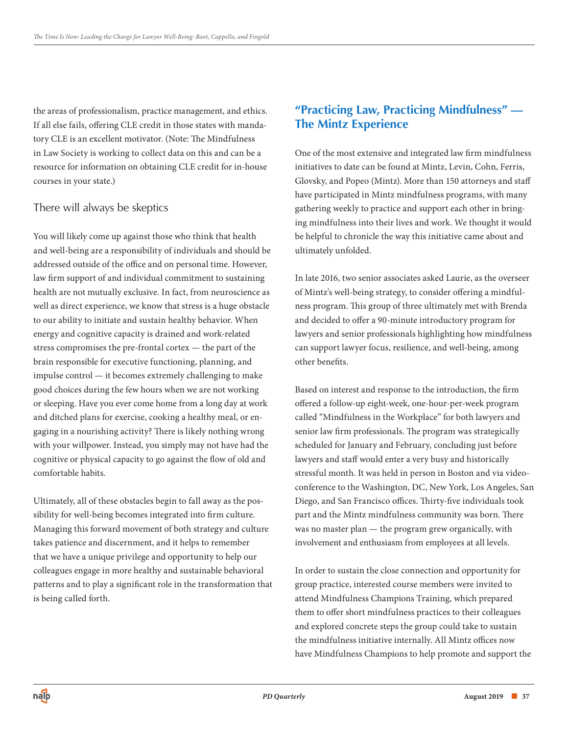the areas of professionalism, practice management, and ethics. If all else fails, offering CLE credit in those states with mandatory CLE is an excellent motivator. (Note: The Mindfulness in Law Society is working to collect data on this and can be a resource for information on obtaining CLE credit for in-house courses in your state.)

### There will always be skeptics

You will likely come up against those who think that health and well-being are a responsibility of individuals and should be addressed outside of the office and on personal time. However, law firm support of and individual commitment to sustaining health are not mutually exclusive. In fact, from neuroscience as well as direct experience, we know that stress is a huge obstacle to our ability to initiate and sustain healthy behavior. When energy and cognitive capacity is drained and work-related stress compromises the pre-frontal cortex — the part of the brain responsible for executive functioning, planning, and impulse control — it becomes extremely challenging to make good choices during the few hours when we are not working or sleeping. Have you ever come home from a long day at work and ditched plans for exercise, cooking a healthy meal, or engaging in a nourishing activity? There is likely nothing wrong with your willpower. Instead, you simply may not have had the cognitive or physical capacity to go against the flow of old and comfortable habits.

Ultimately, all of these obstacles begin to fall away as the possibility for well-being becomes integrated into firm culture. Managing this forward movement of both strategy and culture takes patience and discernment, and it helps to remember that we have a unique privilege and opportunity to help our colleagues engage in more healthy and sustainable behavioral patterns and to play a significant role in the transformation that is being called forth.

## "Practicing Law, Practicing Mindfulness" — The Mintz Experience

One of the most extensive and integrated law firm mindfulness initiatives to date can be found at Mintz, Levin, Cohn, Ferris, Glovsky, and Popeo (Mintz). More than 150 attorneys and staff have participated in Mintz mindfulness programs, with many gathering weekly to practice and support each other in bringing mindfulness into their lives and work. We thought it would be helpful to chronicle the way this initiative came about and ultimately unfolded.

In late 2016, two senior associates asked Laurie, as the overseer of Mintz's well-being strategy, to consider offering a mindfulness program. This group of three ultimately met with Brenda and decided to offer a 90-minute introductory program for lawyers and senior professionals highlighting how mindfulness can support lawyer focus, resilience, and well-being, among other benefits.

Based on interest and response to the introduction, the firm offered a follow-up eight-week, one-hour-per-week program called "Mindfulness in the Workplace" for both lawyers and senior law firm professionals. The program was strategically scheduled for January and February, concluding just before lawyers and staff would enter a very busy and historically stressful month. It was held in person in Boston and via videoconference to the Washington, DC, New York, Los Angeles, San Diego, and San Francisco offices. Thirty-five individuals took part and the Mintz mindfulness community was born. There was no master plan — the program grew organically, with involvement and enthusiasm from employees at all levels.

In order to sustain the close connection and opportunity for group practice, interested course members were invited to attend Mindfulness Champions Training, which prepared them to offer short mindfulness practices to their colleagues and explored concrete steps the group could take to sustain the mindfulness initiative internally. All Mintz offices now have Mindfulness Champions to help promote and support the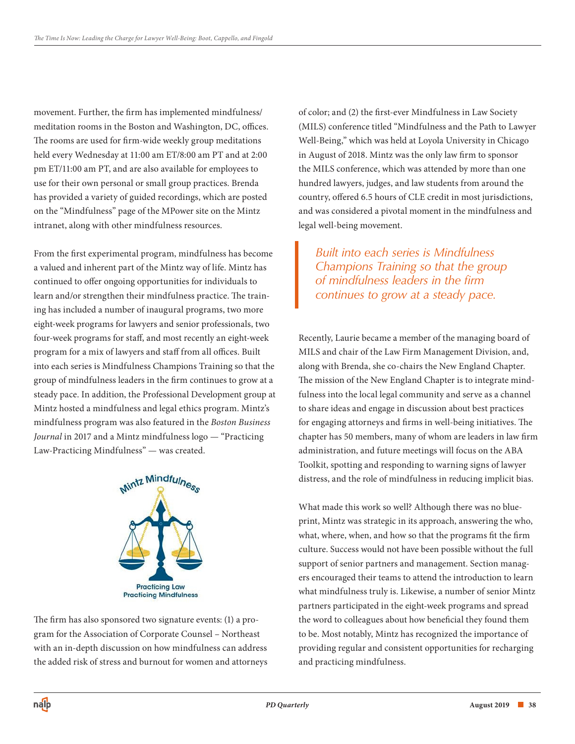movement. Further, the firm has implemented mindfulness/meditation rooms in the Boston and Washington, DC, offices. The rooms are used for firm-wide weekly group meditations held every Wednesday at 11:00 am ET/8:00 am PT and at 2:00 pm ET/11:00 am PT, and are also available for employees to use for their own personal or small group practices. Brenda has provided a variety of guided recordings, which are posted on the "Mindfulness" page of the MPower site on the Mintz intranet, along with other mindfulness resources.

From the first experimental program, mindfulness has become a valued and inherent part of the Mintz way of life. Mintz has continued to offer ongoing opportunities for individuals to learn and/or strengthen their mindfulness practice. The training has included a number of inaugural programs, two more eight-week programs for lawyers and senior professionals, two four-week programs for staff, and most recently an eight-week program for a mix of lawyers and staff from all offices. Built into each series is Mindfulness Champions Training so that the group of mindfulness leaders in the firm continues to grow at a steady pace. In addition, the Professional Development group at Mintz hosted a mindfulness and legal ethics program. Mintz's mindfulness program was also featured in the *Boston Business Journal* in 2017 and a Mintz mindfulness logo — "Practicing Law-Practicing Mindfulness" — was created.

The firm has also sponsored two signature events: (1) a program for the Association of Corporate Counsel – Northeast with an in-depth discussion on how mindfulness can address the added risk of stress and burnout for women and attorneys of color; and (2) the first-ever Mindfulness in Law Society (MILS) conference titled "Mindfulness and the Path to Lawyer Well-Being," which was held at Loyola University in Chicago in August of 2018. Mintz was the only law firm to sponsor the MILS conference, which was attended by more than one hundred lawyers, judges, and law students from around the country, offered 6.5 hours of CLE credit in most jurisdictions, and was considered a pivotal moment in the mindfulness and legal well-being movement.

> *Built into each series is Mindfulness Champions Training so that the group of mindfulness leaders in the firm continues to grow at a steady pace.*

Recently, Laurie became a member of the managing board of MILS and chair of the Law Firm Management Division, and, along with Brenda, she co-chairs the New England Chapter. The mission of the New England Chapter is to integrate mindfulness into the local legal community and serve as a channel to share ideas and engage in discussion about best practices for engaging attorneys and firms in well-being initiatives. The chapter has 50 members, many of whom are leaders in law firm administration, and future meetings will focus on the ABA Toolkit, spotting and responding to warning signs of lawyer distress, and the role of mindfulness in reducing implicit bias.

What made this work so well? Although there was no blueprint, Mintz was strategic in its approach, answering the who, what, where, when, and how so that the programs fit the firm culture. Success would not have been possible without the full support of senior partners and management. Section managers encouraged their teams to attend the introduction to learn what mindfulness truly is. Likewise, a number of senior Mintz partners participated in the eight-week programs and spread the word to colleagues about how beneficial they found them to be. Most notably, Mintz has recognized the importance of providing regular and consistent opportunities for recharging and practicing mindfulness.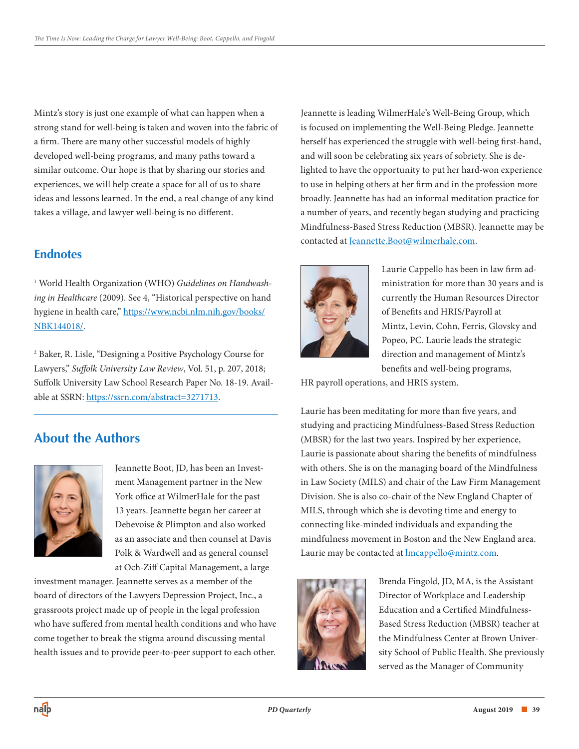Mintz's story is just one example of what can happen when a strong stand for well-being is taken and woven into the fabric of a firm. There are many other successful models of highly developed well-being programs, and many paths toward a similar outcome. Our hope is that by sharing our stories and experiences, we will help create a space for all of us to share ideas and lessons learned. In the end, a real change of any kind takes a village, and lawyer well-being is no different.

## Endnotes

[1] World Health Organization (WHO) *Guidelines on Handwashing in Healthcare* (2009). See 4, "Historical perspective on hand hygiene in health care," https://www.ncbi.nlm.nih.gov/books/NBK144018/.

[2] Baker, R. Lisle, "Designing a Positive Psychology Course for Lawyers," *Suffolk University Law Review*, Vol. 51, p. 207, 2018; Suffolk University Law School Research Paper No. 18-19. Available at SSRN: https://ssrn.com/abstract=3271713.

## About the Authors

Jeannette Boot, JD, has been an Investment Management partner in the New York office at WilmerHale for the past 13 years. Jeannette began her career at Debevoise & Plimpton and also worked as an associate and then counsel at Davis Polk & Wardwell and as general counsel at Och-Ziff Capital Management, a large investment manager. Jeannette serves as a member of the board of directors of the Lawyers Depression Project, Inc., a grassroots project made up of people in the legal profession who have suffered from mental health conditions and who have come together to break the stigma around discussing mental health issues and to provide peer-to-peer support to each other. Jeannette is leading WilmerHale's Well-Being Group, which is focused on implementing the Well-Being Pledge. Jeannette herself has experienced the struggle with well-being first-hand, and will soon be celebrating six years of sobriety. She is delighted to have the opportunity to put her hard-won experience to use in helping others at her firm and in the profession more broadly. Jeannette has had an informal meditation practice for a number of years, and recently began studying and practicing Mindfulness-Based Stress Reduction (MBSR). Jeannette may be contacted at Jeannette.Boot@wilmerhale.com.

Laurie Cappello has been in law firm administration for more than 30 years and is currently the Human Resources Director of Benefits and HRIS/Payroll at Mintz, Levin, Cohn, Ferris, Glovsky and Popeo, PC. Laurie leads the strategic direction and management of Mintz's benefits and well-being programs, HR payroll operations, and HRIS system.

Laurie has been meditating for more than five years, and studying and practicing Mindfulness-Based Stress Reduction (MBSR) for the last two years. Inspired by her experience, Laurie is passionate about sharing the benefits of mindfulness with others. She is on the managing board of the Mindfulness in Law Society (MILS) and chair of the Law Firm Management Division. She is also co-chair of the New England Chapter of MILS, through which she is devoting time and energy to connecting like-minded individuals and expanding the mindfulness movement in Boston and the New England area. Laurie may be contacted at lmcappello@mintz.com.

Brenda Fingold, JD, MA, is the Assistant Director of Workplace and Leadership Education and a Certified Mindfulness-Based Stress Reduction (MBSR) teacher at the Mindfulness Center at Brown University School of Public Health. She previously served as the Manager of Community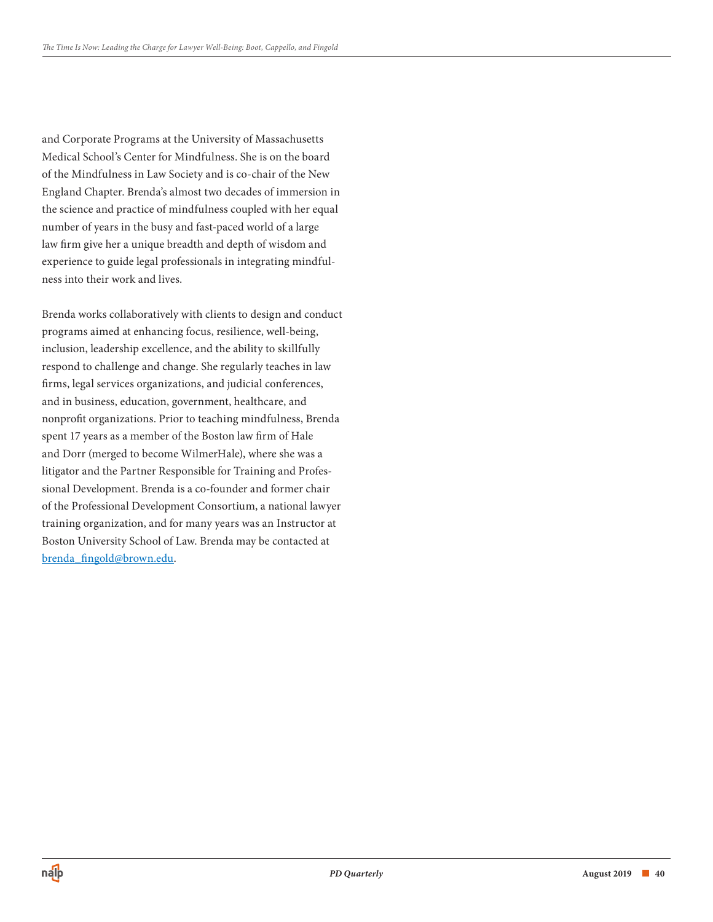and Corporate Programs at the University of Massachusetts Medical School's Center for Mindfulness. She is on the board of the Mindfulness in Law Society and is co-chair of the New England Chapter. Brenda's almost two decades of immersion in the science and practice of mindfulness coupled with her equal number of years in the busy and fast-paced world of a large law firm give her a unique breadth and depth of wisdom and experience to guide legal professionals in integrating mindfulness into their work and lives.

Brenda works collaboratively with clients to design and conduct programs aimed at enhancing focus, resilience, well-being, inclusion, leadership excellence, and the ability to skillfully respond to challenge and change. She regularly teaches in law firms, legal services organizations, and judicial conferences, and in business, education, government, healthcare, and nonprofit organizations. Prior to teaching mindfulness, Brenda spent 17 years as a member of the Boston law firm of Hale and Dorr (merged to become WilmerHale), where she was a litigator and the Partner Responsible for Training and Professional Development. Brenda is a co-founder and former chair of the Professional Development Consortium, a national lawyer training organization, and for many years was an Instructor at Boston University School of Law. Brenda may be contacted at brenda_fingold@brown.edu.